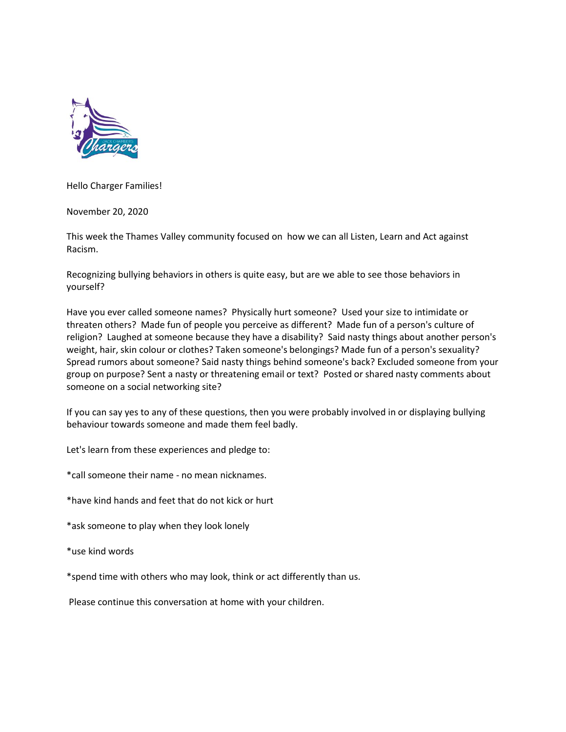Hello Charger Families!

November 20, 2020

This week the Thames Valley community focused on how we can all Listen, Learn and Act against Racism.

Recognizing bullying behaviors in others is quite easy, but are we able to see those behaviors in yourself?

Have you ever called someone names? Physically hurt someone? Used your size to intimidate or threaten others? Made fun of people you perceive as different? Made fun of a person's culture of religion? Laughed at someone because they have a disability? Said nasty things about another person's weight, hair, skin colour or clothes? Taken someone's belongings? Made fun of a person's sexuality? Spread rumors about someone? Said nasty things behind someone's back? Excluded someone from your group on purpose? Sent a nasty or threatening email or text? Posted or shared nasty comments about someone on a social networking site?

If you can say yes to any of these questions, then you were probably involved in or displaying bullying behaviour towards someone and made them feel badly.

Let's learn from these experiences and pledge to:

*call someone their name - no mean nicknames.

*have kind hands and feet that do not kick or hurt

*ask someone to play when they look lonely

*use kind words

*spend time with others who may look, think or act differently than us.

Please continue this conversation at home with your children.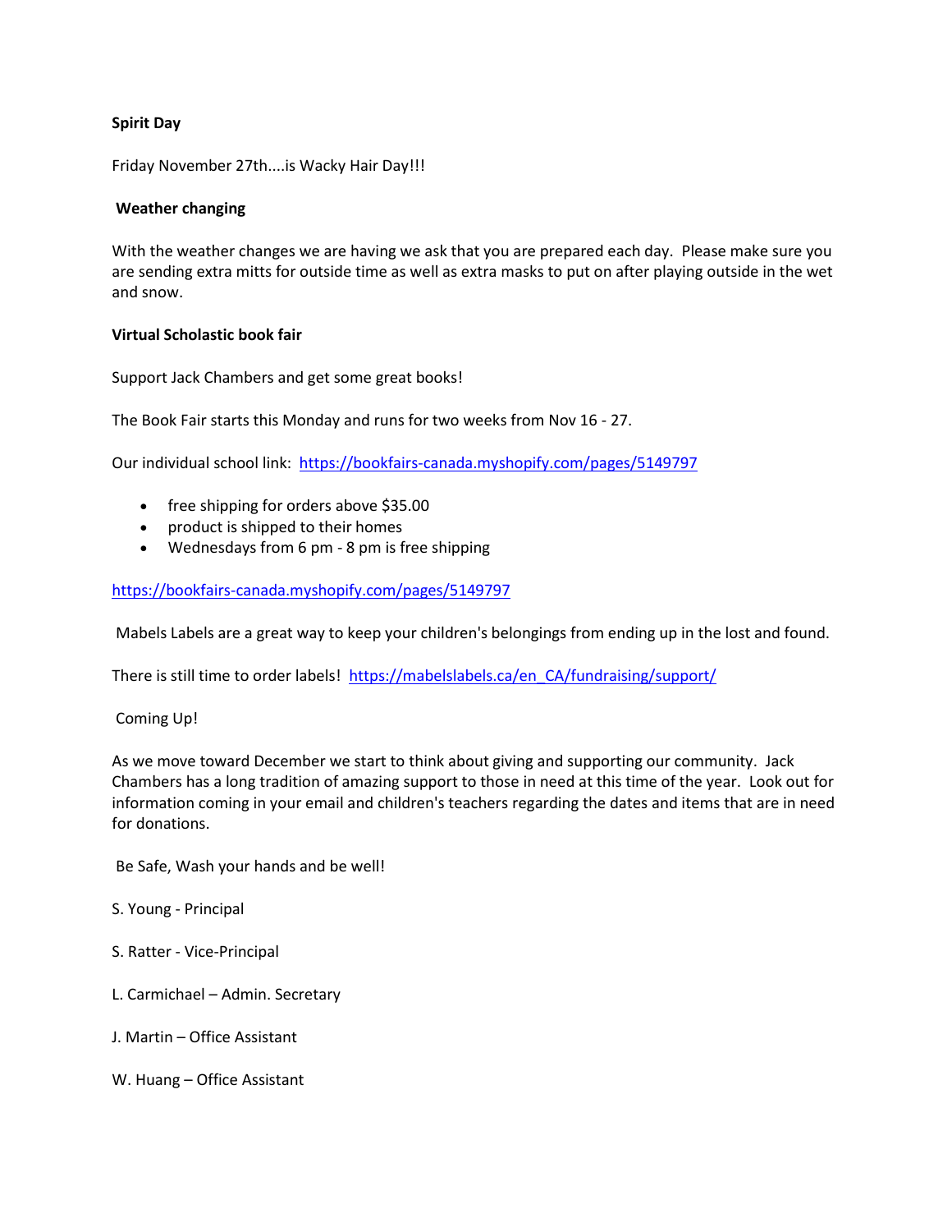**Spirit Day**

Friday November 27th....is Wacky Hair Day!!!

**Weather changing**

With the weather changes we are having we ask that you are prepared each day. Please make sure you are sending extra mitts for outside time as well as extra masks to put on after playing outside in the wet and snow.

**Virtual Scholastic book fair**

Support Jack Chambers and get some great books!

The Book Fair starts this Monday and runs for two weeks from Nov 16 - 27.

Our individual school link: https://bookfairs-canada.myshopify.com/pages/5149797

- free shipping for orders above $35.00
- product is shipped to their homes
- Wednesdays from 6 pm - 8 pm is free shipping

https://bookfairs-canada.myshopify.com/pages/5149797

Mabels Labels are a great way to keep your children's belongings from ending up in the lost and found.

There is still time to order labels! https://mabelslabels.ca/en_CA/fundraising/support/

Coming Up!

As we move toward December we start to think about giving and supporting our community. Jack Chambers has a long tradition of amazing support to those in need at this time of the year. Look out for information coming in your email and children's teachers regarding the dates and items that are in need for donations.

Be Safe, Wash your hands and be well!

S. Young - Principal

S. Ratter - Vice-Principal

L. Carmichael – Admin. Secretary

J. Martin – Office Assistant

W. Huang – Office Assistant